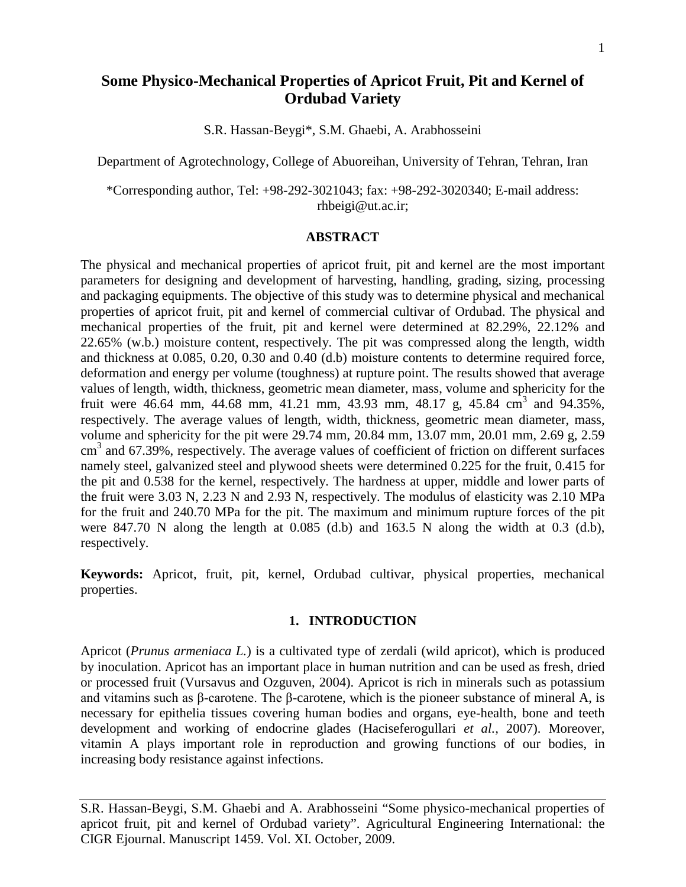# Some Physico-Mechanical Properties of Apricot Fruit, Pit and Kernel of Ordubad Variety

S.R. Hassan-Beygi*, S.M. Ghaebi, A. Arabhosseini

Department of Agrotechnology, College of Abuoreihan, University of Tehran, Tehran, Iran

*Corresponding author, Tel: +98-292-3021043; fax: +98-292-3020340; E-mail address: rhbeigi@ut.ac.ir;

## ABSTRACT

The physical and mechanical properties of apricot fruit, pit and kernel are the most important parameters for designing and development of harvesting, handling, grading, sizing, processing and packaging equipments. The objective of this study was to determine physical and mechanical properties of apricot fruit, pit and kernel of commercial cultivar of Ordubad. The physical and mechanical properties of the fruit, pit and kernel were determined at 82.29%, 22.12% and 22.65% (w.b.) moisture content, respectively. The pit was compressed along the length, width and thickness at 0.085, 0.20, 0.30 and 0.40 (d.b) moisture contents to determine required force, deformation and energy per volume (toughness) at rupture point. The results showed that average values of length, width, thickness, geometric mean diameter, mass, volume and sphericity for the fruit were 46.64 mm, 44.68 mm, 41.21 mm, 43.93 mm, 48.17 g, 45.84 $cm^3$ and 94.35%, respectively. The average values of length, width, thickness, geometric mean diameter, mass, volume and sphericity for the pit were 29.74 mm, 20.84 mm, 13.07 mm, 20.01 mm, 2.69 g, 2.59 $cm^3$ and 67.39%, respectively. The average values of coefficient of friction on different surfaces namely steel, galvanized steel and plywood sheets were determined 0.225 for the fruit, 0.415 for the pit and 0.538 for the kernel, respectively. The hardness at upper, middle and lower parts of the fruit were 3.03 N, 2.23 N and 2.93 N, respectively. The modulus of elasticity was 2.10 MPa for the fruit and 240.70 MPa for the pit. The maximum and minimum rupture forces of the pit were 847.70 N along the length at 0.085 (d.b) and 163.5 N along the width at 0.3 (d.b), respectively.

**Keywords:** Apricot, fruit, pit, kernel, Ordubad cultivar, physical properties, mechanical properties.

## 1. INTRODUCTION

Apricot (*Prunus armeniaca L.*) is a cultivated type of zerdali (wild apricot), which is produced by inoculation. Apricot has an important place in human nutrition and can be used as fresh, dried or processed fruit (Vursavus and Ozguven, 2004). Apricot is rich in minerals such as potassium and vitamins such as β-carotene. The β-carotene, which is the pioneer substance of mineral A, is necessary for epithelia tissues covering human bodies and organs, eye-health, bone and teeth development and working of endocrine glades (Haciseferogullari *et al.*, 2007). Moreover, vitamin A plays important role in reproduction and growing functions of our bodies, in increasing body resistance against infections.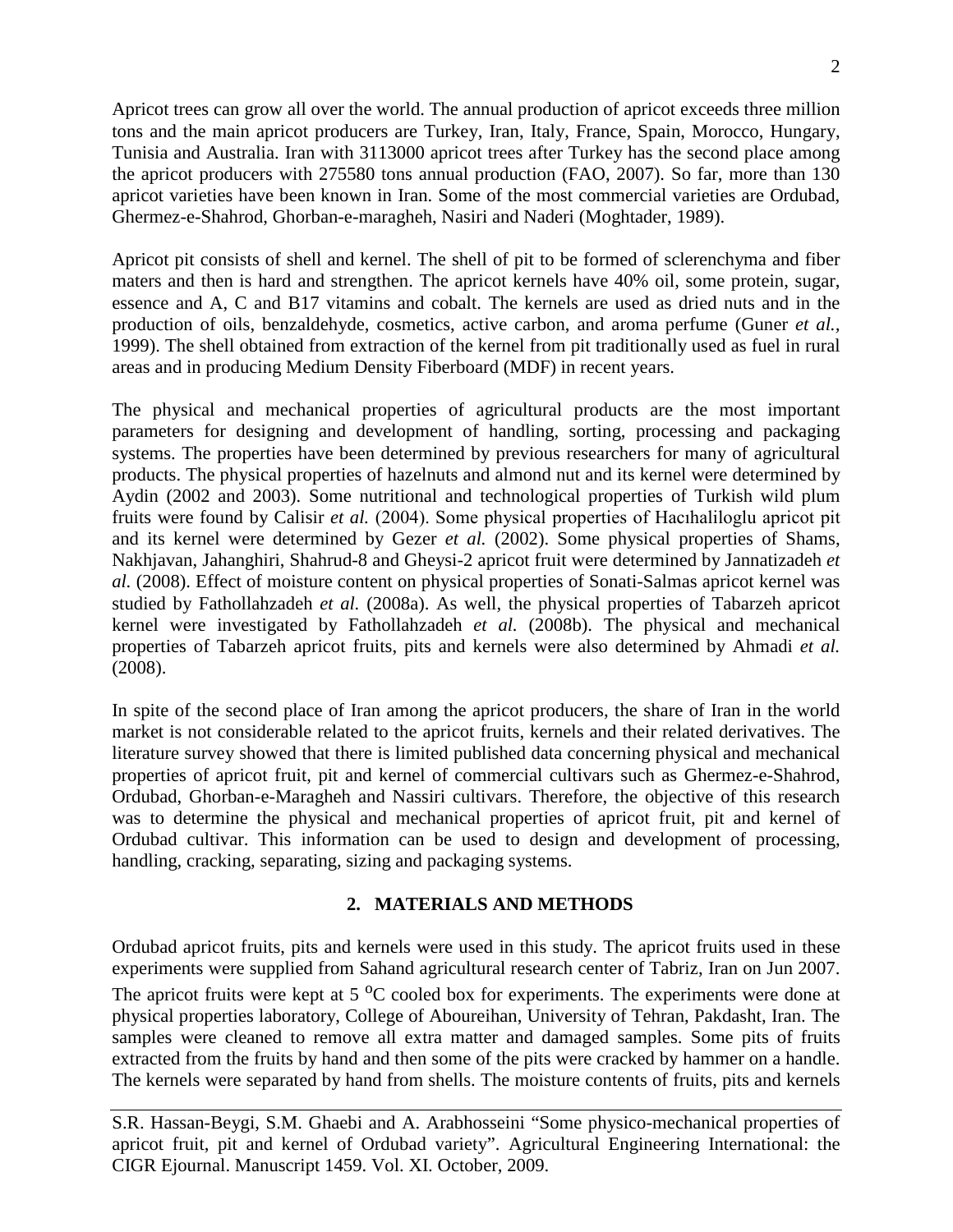Apricot trees can grow all over the world. The annual production of apricot exceeds three million tons and the main apricot producers are Turkey, Iran, Italy, France, Spain, Morocco, Hungary, Tunisia and Australia. Iran with 3113000 apricot trees after Turkey has the second place among the apricot producers with 275580 tons annual production (FAO, 2007). So far, more than 130 apricot varieties have been known in Iran. Some of the most commercial varieties are Ordubad, Ghermez-e-Shahrod, Ghorban-e-maragheh, Nasiri and Naderi (Moghtader, 1989).

Apricot pit consists of shell and kernel. The shell of pit to be formed of sclerenchyma and fiber maters and then is hard and strengthen. The apricot kernels have 40% oil, some protein, sugar, essence and A, C and B17 vitamins and cobalt. The kernels are used as dried nuts and in the production of oils, benzaldehyde, cosmetics, active carbon, and aroma perfume (Guner *et al.,* 1999). The shell obtained from extraction of the kernel from pit traditionally used as fuel in rural areas and in producing Medium Density Fiberboard (MDF) in recent years.

The physical and mechanical properties of agricultural products are the most important parameters for designing and development of handling, sorting, processing and packaging systems. The properties have been determined by previous researchers for many of agricultural products. The physical properties of hazelnuts and almond nut and its kernel were determined by Aydin (2002 and 2003). Some nutritional and technological properties of Turkish wild plum fruits were found by Calisir *et al.* (2004). Some physical properties of Hacıhaliloglu apricot pit and its kernel were determined by Gezer *et al.* (2002). Some physical properties of Shams, Nakhjavan, Jahanghiri, Shahrud-8 and Gheysi-2 apricot fruit were determined by Jannatizadeh *et al.* (2008). Effect of moisture content on physical properties of Sonati-Salmas apricot kernel was studied by Fathollahzadeh *et al.* (2008a). As well, the physical properties of Tabarzeh apricot kernel were investigated by Fathollahzadeh *et al.* (2008b). The physical and mechanical properties of Tabarzeh apricot fruits, pits and kernels were also determined by Ahmadi *et al.* (2008).

In spite of the second place of Iran among the apricot producers, the share of Iran in the world market is not considerable related to the apricot fruits, kernels and their related derivatives. The literature survey showed that there is limited published data concerning physical and mechanical properties of apricot fruit, pit and kernel of commercial cultivars such as Ghermez-e-Shahrod, Ordubad, Ghorban-e-Maragheh and Nassiri cultivars. Therefore, the objective of this research was to determine the physical and mechanical properties of apricot fruit, pit and kernel of Ordubad cultivar. This information can be used to design and development of processing, handling, cracking, separating, sizing and packaging systems.

## 2. MATERIALS AND METHODS

Ordubad apricot fruits, pits and kernels were used in this study. The apricot fruits used in these experiments were supplied from Sahand agricultural research center of Tabriz, Iran on Jun 2007. The apricot fruits were kept at 5 $^{o}$C cooled box for experiments. The experiments were done at physical properties laboratory, College of Aboureihan, University of Tehran, Pakdasht, Iran. The samples were cleaned to remove all extra matter and damaged samples. Some pits of fruits extracted from the fruits by hand and then some of the pits were cracked by hammer on a handle. The kernels were separated by hand from shells. The moisture contents of fruits, pits and kernels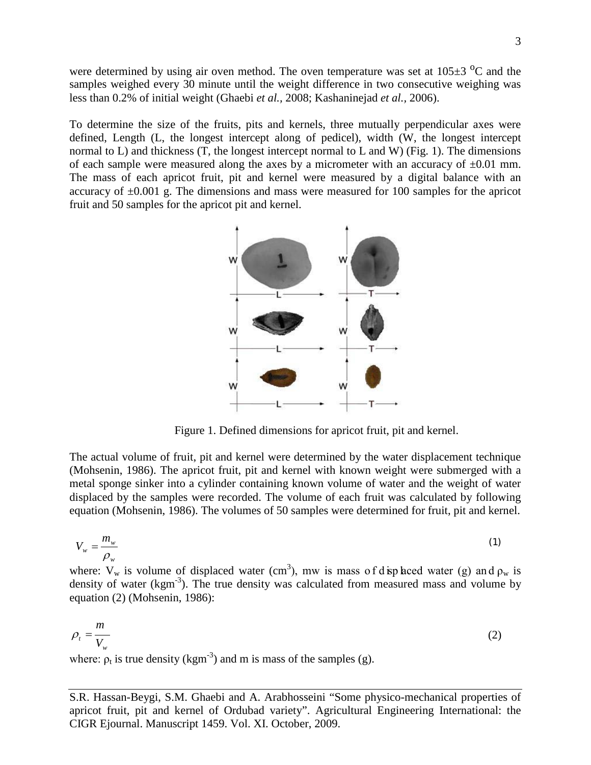were determined by using air oven method. The oven temperature was set at 105±3 °C and the samples weighed every 30 minute until the weight difference in two consecutive weighing was less than 0.2% of initial weight (Ghaebi *et al.*, 2008; Kashaninejad *et al.*, 2006).

To determine the size of the fruits, pits and kernels, three mutually perpendicular axes were defined, Length (L, the longest intercept along of pedicel), width (W, the longest intercept normal to L) and thickness (T, the longest intercept normal to L and W) (Fig. 1). The dimensions of each sample were measured along the axes by a micrometer with an accuracy of ±0.01 mm. The mass of each apricot fruit, pit and kernel were measured by a digital balance with an accuracy of ±0.001 g. The dimensions and mass were measured for 100 samples for the apricot fruit and 50 samples for the apricot pit and kernel.

Figure 1. Defined dimensions for apricot fruit, pit and kernel.

The actual volume of fruit, pit and kernel were determined by the water displacement technique (Mohsenin, 1986). The apricot fruit, pit and kernel with known weight were submerged with a metal sponge sinker into a cylinder containing known volume of water and the weight of water displaced by the samples were recorded. The volume of each fruit was calculated by following equation (Mohsenin, 1986). The volumes of 50 samples were determined for fruit, pit and kernel.

$$V_w = \frac{m_w}{\rho_w} \tag{1}$$

where: $V_w$ is volume of displaced water (cm$^3$), mw is mass of displaced water (g) and $\rho_w$ is density of water (kgm$^{-3}$). The true density was calculated from measured mass and volume by equation (2) (Mohsenin, 1986):

$$\rho_t = \frac{m}{V_w} \tag{2}$$

where: $\rho_t$ is true density (kgm$^{-3}$) and m is mass of the samples (g).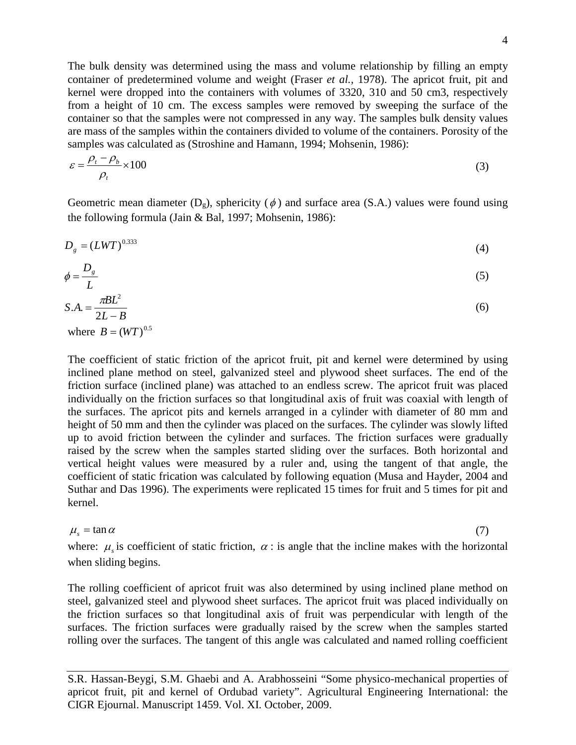The bulk density was determined using the mass and volume relationship by filling an empty container of predetermined volume and weight (Fraser *et al.,* 1978). The apricot fruit, pit and kernel were dropped into the containers with volumes of 3320, 310 and 50 cm3, respectively from a height of 10 cm. The excess samples were removed by sweeping the surface of the container so that the samples were not compressed in any way. The samples bulk density values are mass of the samples within the containers divided to volume of the containers. Porosity of the samples was calculated as (Stroshine and Hamann, 1994; Mohsenin, 1986):

$$\varepsilon = \frac{\rho_t - \rho_b}{\rho_t} \times 100 \tag{3}$$

Geometric mean diameter ($D_g$), sphericity ($\phi$) and surface area (S.A.) values were found using the following formula (Jain & Bal, 1997; Mohsenin, 1986):

$$D_g = (LWT)^{0.333} \tag{4}$$

$$\phi = \frac{D_g}{L} \tag{5}$$

$$S.A. = \frac{\pi B L^2}{2L - B} \tag{6}$$

where $B = (WT)^{0.5}$

The coefficient of static friction of the apricot fruit, pit and kernel were determined by using inclined plane method on steel, galvanized steel and plywood sheet surfaces. The end of the friction surface (inclined plane) was attached to an endless screw. The apricot fruit was placed individually on the friction surfaces so that longitudinal axis of fruit was coaxial with length of the surfaces. The apricot pits and kernels arranged in a cylinder with diameter of 80 mm and height of 50 mm and then the cylinder was placed on the surfaces. The cylinder was slowly lifted up to avoid friction between the cylinder and surfaces. The friction surfaces were gradually raised by the screw when the samples started sliding over the surfaces. Both horizontal and vertical height values were measured by a ruler and, using the tangent of that angle, the coefficient of static frication was calculated by following equation (Musa and Hayder, 2004 and Suthar and Das 1996). The experiments were replicated 15 times for fruit and 5 times for pit and kernel.

$$\mu_s = \tan\alpha \tag{7}$$

where: $\mu_s$ is coefficient of static friction, $\alpha$ : is angle that the incline makes with the horizontal when sliding begins.

The rolling coefficient of apricot fruit was also determined by using inclined plane method on steel, galvanized steel and plywood sheet surfaces. The apricot fruit was placed individually on the friction surfaces so that longitudinal axis of fruit was perpendicular with length of the surfaces. The friction surfaces were gradually raised by the screw when the samples started rolling over the surfaces. The tangent of this angle was calculated and named rolling coefficient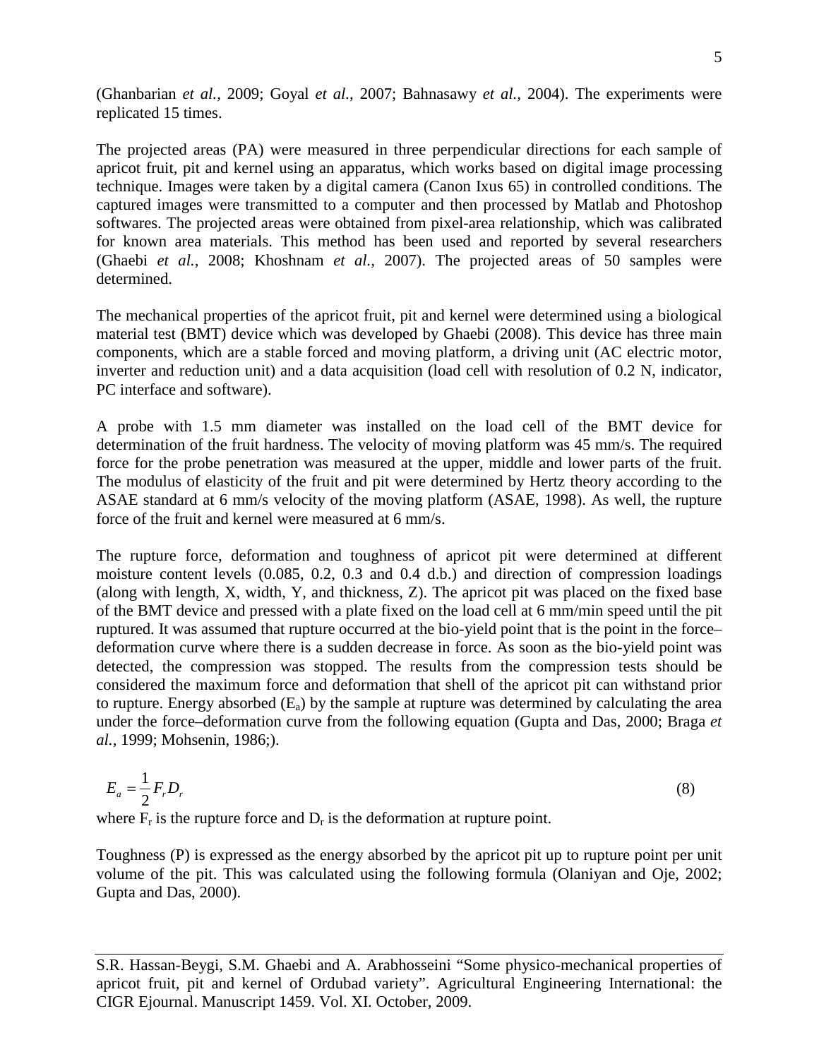(Ghanbarian *et al.,* 2009; Goyal *et al.,* 2007; Bahnasawy *et al.,* 2004). The experiments were replicated 15 times.

The projected areas (PA) were measured in three perpendicular directions for each sample of apricot fruit, pit and kernel using an apparatus, which works based on digital image processing technique. Images were taken by a digital camera (Canon Ixus 65) in controlled conditions. The captured images were transmitted to a computer and then processed by Matlab and Photoshop softwares. The projected areas were obtained from pixel-area relationship, which was calibrated for known area materials. This method has been used and reported by several researchers (Ghaebi *et al.,* 2008; Khoshnam *et al.,* 2007). The projected areas of 50 samples were determined.

The mechanical properties of the apricot fruit, pit and kernel were determined using a biological material test (BMT) device which was developed by Ghaebi (2008). This device has three main components, which are a stable forced and moving platform, a driving unit (AC electric motor, inverter and reduction unit) and a data acquisition (load cell with resolution of 0.2 N, indicator, PC interface and software).

A probe with 1.5 mm diameter was installed on the load cell of the BMT device for determination of the fruit hardness. The velocity of moving platform was 45 mm/s. The required force for the probe penetration was measured at the upper, middle and lower parts of the fruit. The modulus of elasticity of the fruit and pit were determined by Hertz theory according to the ASAE standard at 6 mm/s velocity of the moving platform (ASAE, 1998). As well, the rupture force of the fruit and kernel were measured at 6 mm/s.

The rupture force, deformation and toughness of apricot pit were determined at different moisture content levels (0.085, 0.2, 0.3 and 0.4 d.b.) and direction of compression loadings (along with length, X, width, Y, and thickness, Z). The apricot pit was placed on the fixed base of the BMT device and pressed with a plate fixed on the load cell at 6 mm/min speed until the pit ruptured. It was assumed that rupture occurred at the bio-yield point that is the point in the force–deformation curve where there is a sudden decrease in force. As soon as the bio-yield point was detected, the compression was stopped. The results from the compression tests should be considered the maximum force and deformation that shell of the apricot pit can withstand prior to rupture. Energy absorbed ($E_a$) by the sample at rupture was determined by calculating the area under the force–deformation curve from the following equation (Gupta and Das, 2000; Braga *et al.,* 1999; Mohsenin, 1986;).

$$E_a = \frac{1}{2} F_r D_r \tag{8}$$

where $F_r$ is the rupture force and $D_r$ is the deformation at rupture point.

Toughness (P) is expressed as the energy absorbed by the apricot pit up to rupture point per unit volume of the pit. This was calculated using the following formula (Olaniyan and Oje, 2002; Gupta and Das, 2000).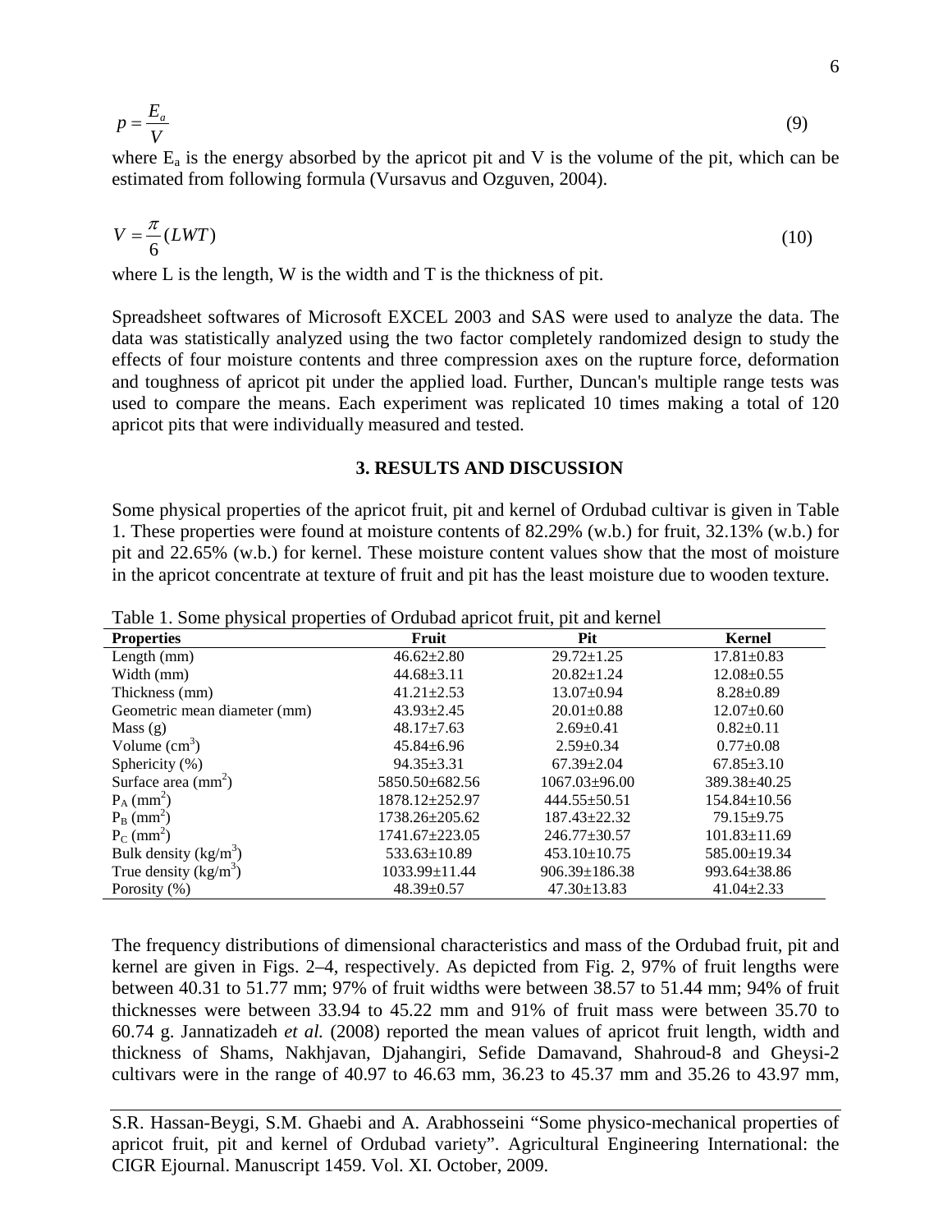$$p = \frac{E_a}{V} \tag{9}$$

where $E_a$ is the energy absorbed by the apricot pit and V is the volume of the pit, which can be estimated from following formula (Vursavus and Ozguven, 2004).

$$V = \frac{\pi}{6}(LWT) \tag{10}$$

where L is the length, W is the width and T is the thickness of pit.

Spreadsheet softwares of Microsoft EXCEL 2003 and SAS were used to analyze the data. The data was statistically analyzed using the two factor completely randomized design to study the effects of four moisture contents and three compression axes on the rupture force, deformation and toughness of apricot pit under the applied load. Further, Duncan's multiple range tests was used to compare the means. Each experiment was replicated 10 times making a total of 120 apricot pits that were individually measured and tested.

## 3. RESULTS AND DISCUSSION

Some physical properties of the apricot fruit, pit and kernel of Ordubad cultivar is given in Table 1. These properties were found at moisture contents of 82.29% (w.b.) for fruit, 32.13% (w.b.) for pit and 22.65% (w.b.) for kernel. These moisture content values show that the most of moisture in the apricot concentrate at texture of fruit and pit has the least moisture due to wooden texture.

Table 1. Some physical properties of Ordubad apricot fruit, pit and kernel

| Properties | Fruit | Pit | Kernel |
|---|---|---|---|
| Length (mm) | 46.62±2.80 | 29.72±1.25 | 17.81±0.83 |
| Width (mm) | 44.68±3.11 | 20.82±1.24 | 12.08±0.55 |
| Thickness (mm) | 41.21±2.53 | 13.07±0.94 | 8.28±0.89 |
| Geometric mean diameter (mm) | 43.93±2.45 | 20.01±0.88 | 12.07±0.60 |
| Mass (g) | 48.17±7.63 | 2.69±0.41 | 0.82±0.11 |
| Volume ($cm^3$) | 45.84±6.96 | 2.59±0.34 | 0.77±0.08 |
| Sphericity (%) | 94.35±3.31 | 67.39±2.04 | 67.85±3.10 |
| Surface area ($mm^2$) | 5850.50±682.56 | 1067.03±96.00 | 389.38±40.25 |
| $P_A$ ($mm^2$) | 1878.12±252.97 | 444.55±50.51 | 154.84±10.56 |
| $P_B$ ($mm^2$) | 1738.26±205.62 | 187.43±22.32 | 79.15±9.75 |
| $P_C$ ($mm^2$) | 1741.67±223.05 | 246.77±30.57 | 101.83±11.69 |
| Bulk density ($kg/m^3$) | 533.63±10.89 | 453.10±10.75 | 585.00±19.34 |
| True density ($kg/m^3$) | 1033.99±11.44 | 906.39±186.38 | 993.64±38.86 |
| Porosity (%) | 48.39±0.57 | 47.30±13.83 | 41.04±2.33 |

The frequency distributions of dimensional characteristics and mass of the Ordubad fruit, pit and kernel are given in Figs. 2–4, respectively. As depicted from Fig. 2, 97% of fruit lengths were between 40.31 to 51.77 mm; 97% of fruit widths were between 38.57 to 51.44 mm; 94% of fruit thicknesses were between 33.94 to 45.22 mm and 91% of fruit mass were between 35.70 to 60.74 g. Jannatizadeh *et al.* (2008) reported the mean values of apricot fruit length, width and thickness of Shams, Nakhjavan, Djahangiri, Sefide Damavand, Shahroud-8 and Gheysi-2 cultivars were in the range of 40.97 to 46.63 mm, 36.23 to 45.37 mm and 35.26 to 43.97 mm,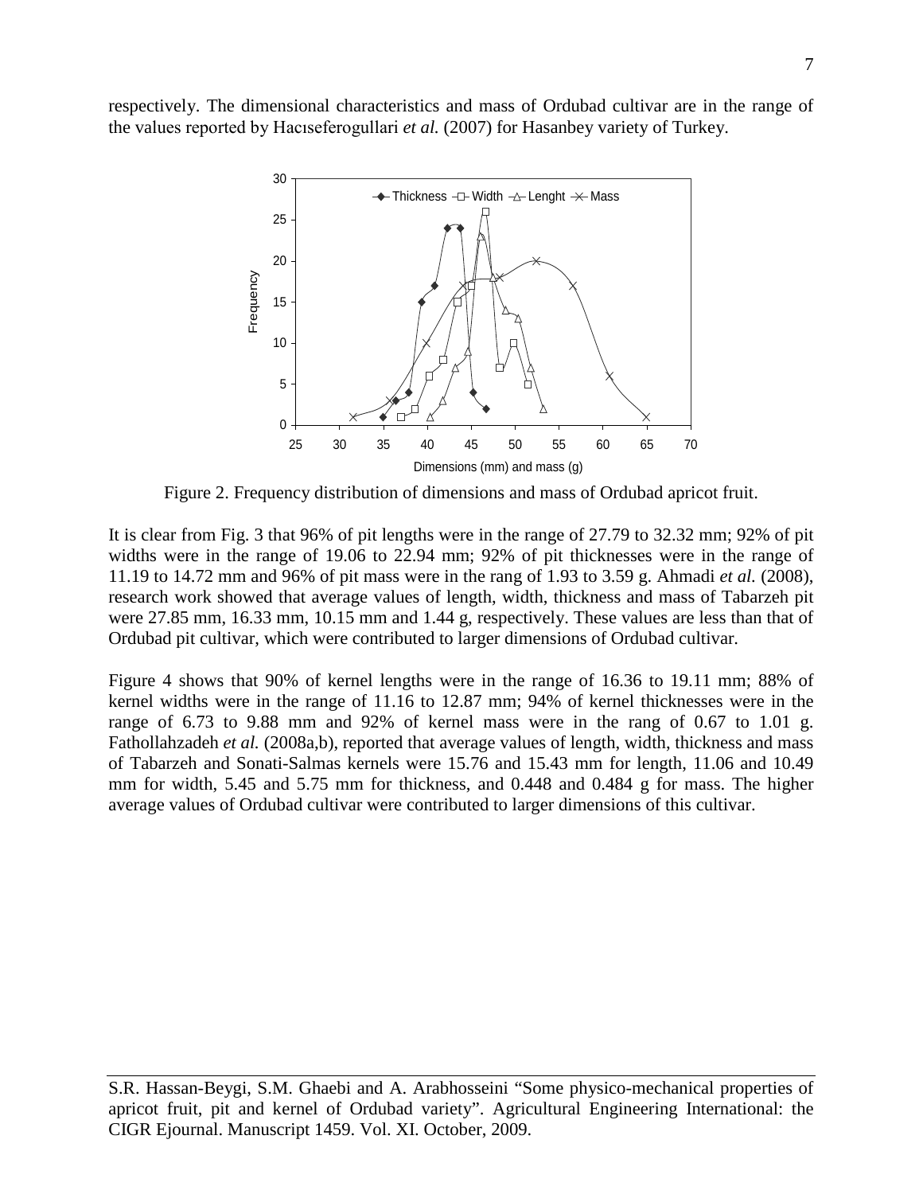respectively. The dimensional characteristics and mass of Ordubad cultivar are in the range of the values reported by Hacıseferogullari *et al.* (2007) for Hasanbey variety of Turkey.

Figure 2. Frequency distribution of dimensions and mass of Ordubad apricot fruit.

It is clear from Fig. 3 that 96% of pit lengths were in the range of 27.79 to 32.32 mm; 92% of pit widths were in the range of 19.06 to 22.94 mm; 92% of pit thicknesses were in the range of 11.19 to 14.72 mm and 96% of pit mass were in the rang of 1.93 to 3.59 g. Ahmadi *et al.* (2008), research work showed that average values of length, width, thickness and mass of Tabarzeh pit were 27.85 mm, 16.33 mm, 10.15 mm and 1.44 g, respectively. These values are less than that of Ordubad pit cultivar, which were contributed to larger dimensions of Ordubad cultivar.

Figure 4 shows that 90% of kernel lengths were in the range of 16.36 to 19.11 mm; 88% of kernel widths were in the range of 11.16 to 12.87 mm; 94% of kernel thicknesses were in the range of 6.73 to 9.88 mm and 92% of kernel mass were in the rang of 0.67 to 1.01 g. Fathollahzadeh *et al.* (2008a,b), reported that average values of length, width, thickness and mass of Tabarzeh and Sonati-Salmas kernels were 15.76 and 15.43 mm for length, 11.06 and 10.49 mm for width, 5.45 and 5.75 mm for thickness, and 0.448 and 0.484 g for mass. The higher average values of Ordubad cultivar were contributed to larger dimensions of this cultivar.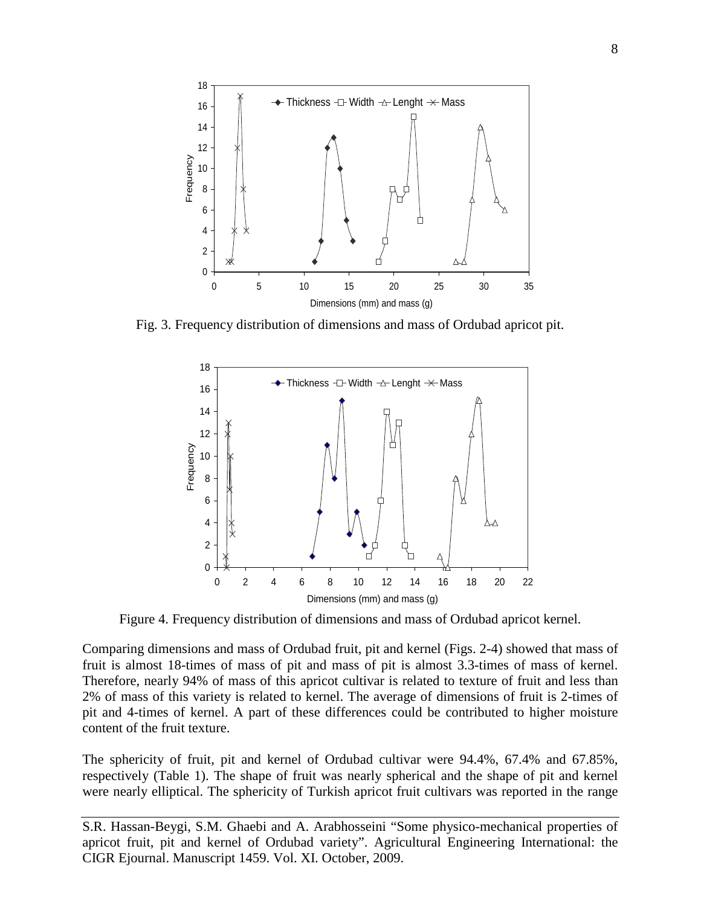Fig. 3. Frequency distribution of dimensions and mass of Ordubad apricot pit.

Figure 4. Frequency distribution of dimensions and mass of Ordubad apricot kernel.

Comparing dimensions and mass of Ordubad fruit, pit and kernel (Figs. 2-4) showed that mass of fruit is almost 18-times of mass of pit and mass of pit is almost 3.3-times of mass of kernel. Therefore, nearly 94% of mass of this apricot cultivar is related to texture of fruit and less than 2% of mass of this variety is related to kernel. The average of dimensions of fruit is 2-times of pit and 4-times of kernel. A part of these differences could be contributed to higher moisture content of the fruit texture.

The sphericity of fruit, pit and kernel of Ordubad cultivar were 94.4%, 67.4% and 67.85%, respectively (Table 1). The shape of fruit was nearly spherical and the shape of pit and kernel were nearly elliptical. The sphericity of Turkish apricot fruit cultivars was reported in the range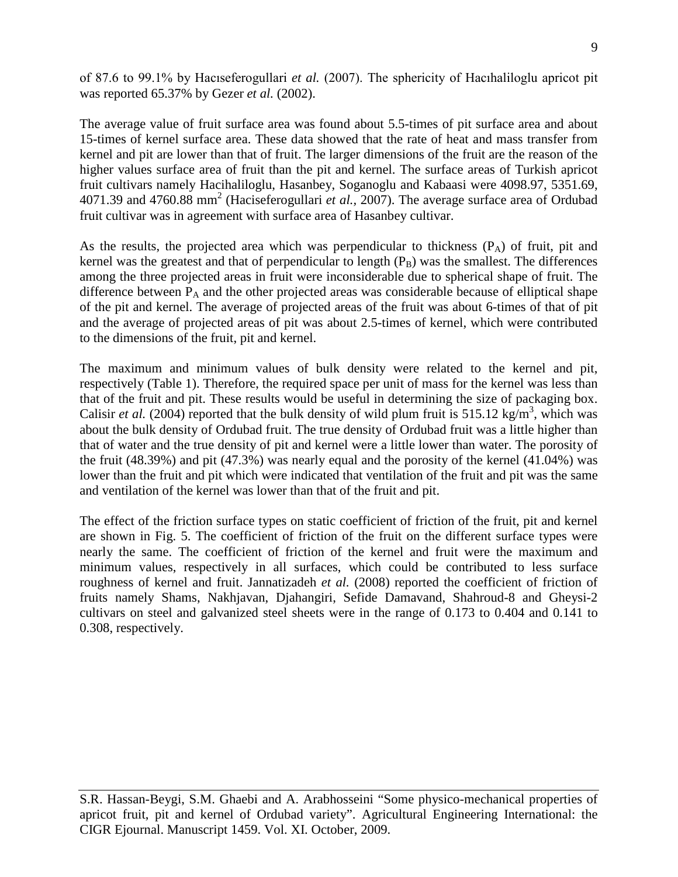of 87.6 to 99.1% by Hacıseferogullari *et al.* (2007). The sphericity of Hacıhaliloglu apricot pit was reported 65.37% by Gezer *et al.* (2002).

The average value of fruit surface area was found about 5.5-times of pit surface area and about 15-times of kernel surface area. These data showed that the rate of heat and mass transfer from kernel and pit are lower than that of fruit. The larger dimensions of the fruit are the reason of the higher values surface area of fruit than the pit and kernel. The surface areas of Turkish apricot fruit cultivars namely Hacihaliloglu, Hasanbey, Soganoglu and Kabaasi were 4098.97, 5351.69, 4071.39 and 4760.88 $mm^2$ (Haciseferogullari *et al.*, 2007). The average surface area of Ordubad fruit cultivar was in agreement with surface area of Hasanbey cultivar.

As the results, the projected area which was perpendicular to thickness ($P_A$) of fruit, pit and kernel was the greatest and that of perpendicular to length ($P_B$) was the smallest. The differences among the three projected areas in fruit were inconsiderable due to spherical shape of fruit. The difference between $P_A$ and the other projected areas was considerable because of elliptical shape of the pit and kernel. The average of projected areas of the fruit was about 6-times of that of pit and the average of projected areas of pit was about 2.5-times of kernel, which were contributed to the dimensions of the fruit, pit and kernel.

The maximum and minimum values of bulk density were related to the kernel and pit, respectively (Table 1). Therefore, the required space per unit of mass for the kernel was less than that of the fruit and pit. These results would be useful in determining the size of packaging box. Calisir *et al.* (2004) reported that the bulk density of wild plum fruit is 515.12 $kg/m^3$, which was about the bulk density of Ordubad fruit. The true density of Ordubad fruit was a little higher than that of water and the true density of pit and kernel were a little lower than water. The porosity of the fruit (48.39%) and pit (47.3%) was nearly equal and the porosity of the kernel (41.04%) was lower than the fruit and pit which were indicated that ventilation of the fruit and pit was the same and ventilation of the kernel was lower than that of the fruit and pit.

The effect of the friction surface types on static coefficient of friction of the fruit, pit and kernel are shown in Fig. 5. The coefficient of friction of the fruit on the different surface types were nearly the same. The coefficient of friction of the kernel and fruit were the maximum and minimum values, respectively in all surfaces, which could be contributed to less surface roughness of kernel and fruit. Jannatizadeh *et al.* (2008) reported the coefficient of friction of fruits namely Shams, Nakhjavan, Djahangiri, Sefide Damavand, Shahroud-8 and Gheysi-2 cultivars on steel and galvanized steel sheets were in the range of 0.173 to 0.404 and 0.141 to 0.308, respectively.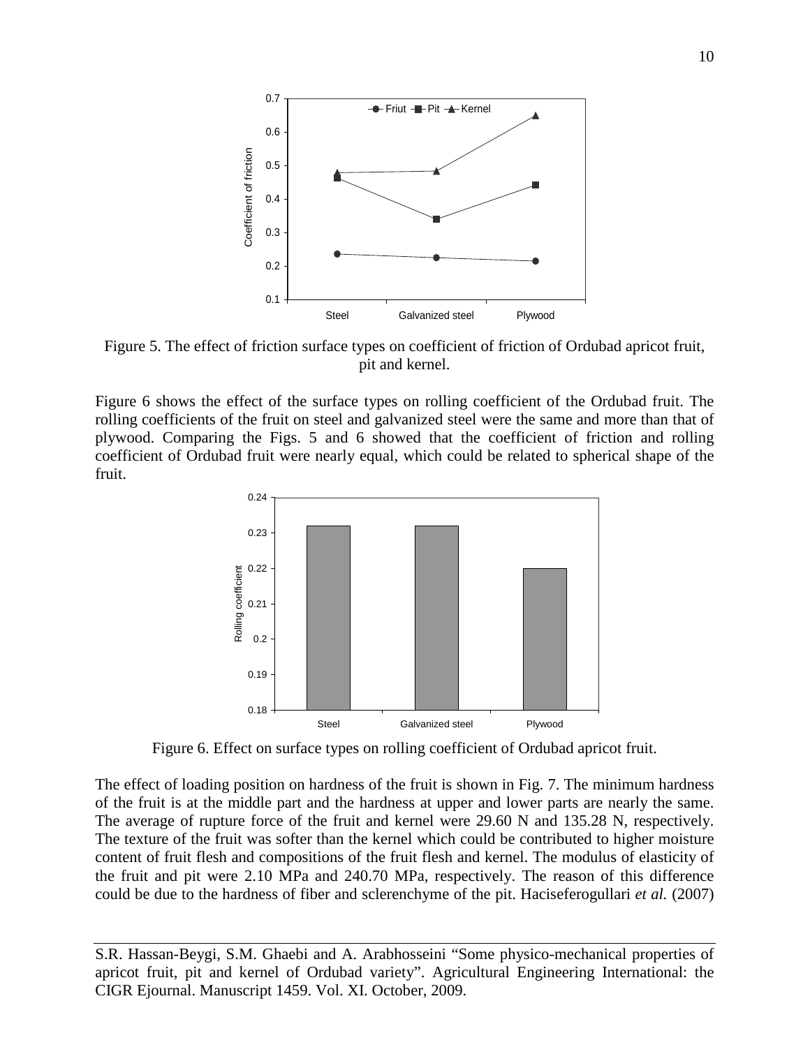Figure 5. The effect of friction surface types on coefficient of friction of Ordubad apricot fruit, pit and kernel.

Figure 6 shows the effect of the surface types on rolling coefficient of the Ordubad fruit. The rolling coefficients of the fruit on steel and galvanized steel were the same and more than that of plywood. Comparing the Figs. 5 and 6 showed that the coefficient of friction and rolling coefficient of Ordubad fruit were nearly equal, which could be related to spherical shape of the fruit.

Figure 6. Effect on surface types on rolling coefficient of Ordubad apricot fruit.

The effect of loading position on hardness of the fruit is shown in Fig. 7. The minimum hardness of the fruit is at the middle part and the hardness at upper and lower parts are nearly the same. The average of rupture force of the fruit and kernel were 29.60 N and 135.28 N, respectively. The texture of the fruit was softer than the kernel which could be contributed to higher moisture content of fruit flesh and compositions of the fruit flesh and kernel. The modulus of elasticity of the fruit and pit were 2.10 MPa and 240.70 MPa, respectively. The reason of this difference could be due to the hardness of fiber and sclerenchyme of the pit. Haciseferogullari *et al.* (2007)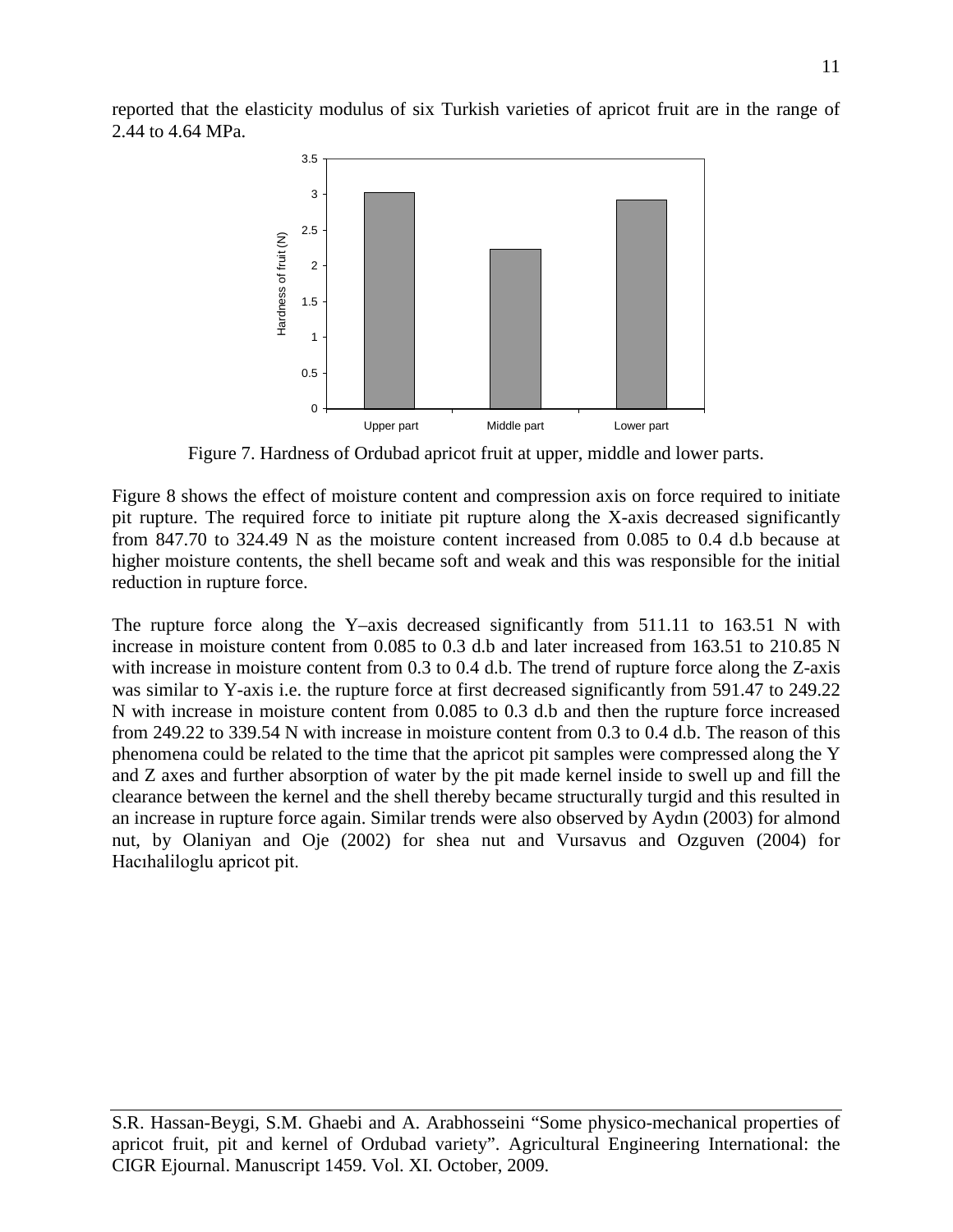reported that the elasticity modulus of six Turkish varieties of apricot fruit are in the range of 2.44 to 4.64 MPa.

Figure 7. Hardness of Ordubad apricot fruit at upper, middle and lower parts.

Figure 8 shows the effect of moisture content and compression axis on force required to initiate pit rupture. The required force to initiate pit rupture along the X-axis decreased significantly from 847.70 to 324.49 N as the moisture content increased from 0.085 to 0.4 d.b because at higher moisture contents, the shell became soft and weak and this was responsible for the initial reduction in rupture force.

The rupture force along the Y–axis decreased significantly from 511.11 to 163.51 N with increase in moisture content from 0.085 to 0.3 d.b and later increased from 163.51 to 210.85 N with increase in moisture content from 0.3 to 0.4 d.b. The trend of rupture force along the Z-axis was similar to Y-axis i.e. the rupture force at first decreased significantly from 591.47 to 249.22 N with increase in moisture content from 0.085 to 0.3 d.b and then the rupture force increased from 249.22 to 339.54 N with increase in moisture content from 0.3 to 0.4 d.b. The reason of this phenomena could be related to the time that the apricot pit samples were compressed along the Y and Z axes and further absorption of water by the pit made kernel inside to swell up and fill the clearance between the kernel and the shell thereby became structurally turgid and this resulted in an increase in rupture force again. Similar trends were also observed by Aydın (2003) for almond nut, by Olaniyan and Oje (2002) for shea nut and Vursavus and Ozguven (2004) for Hacıhaliloglu apricot pit.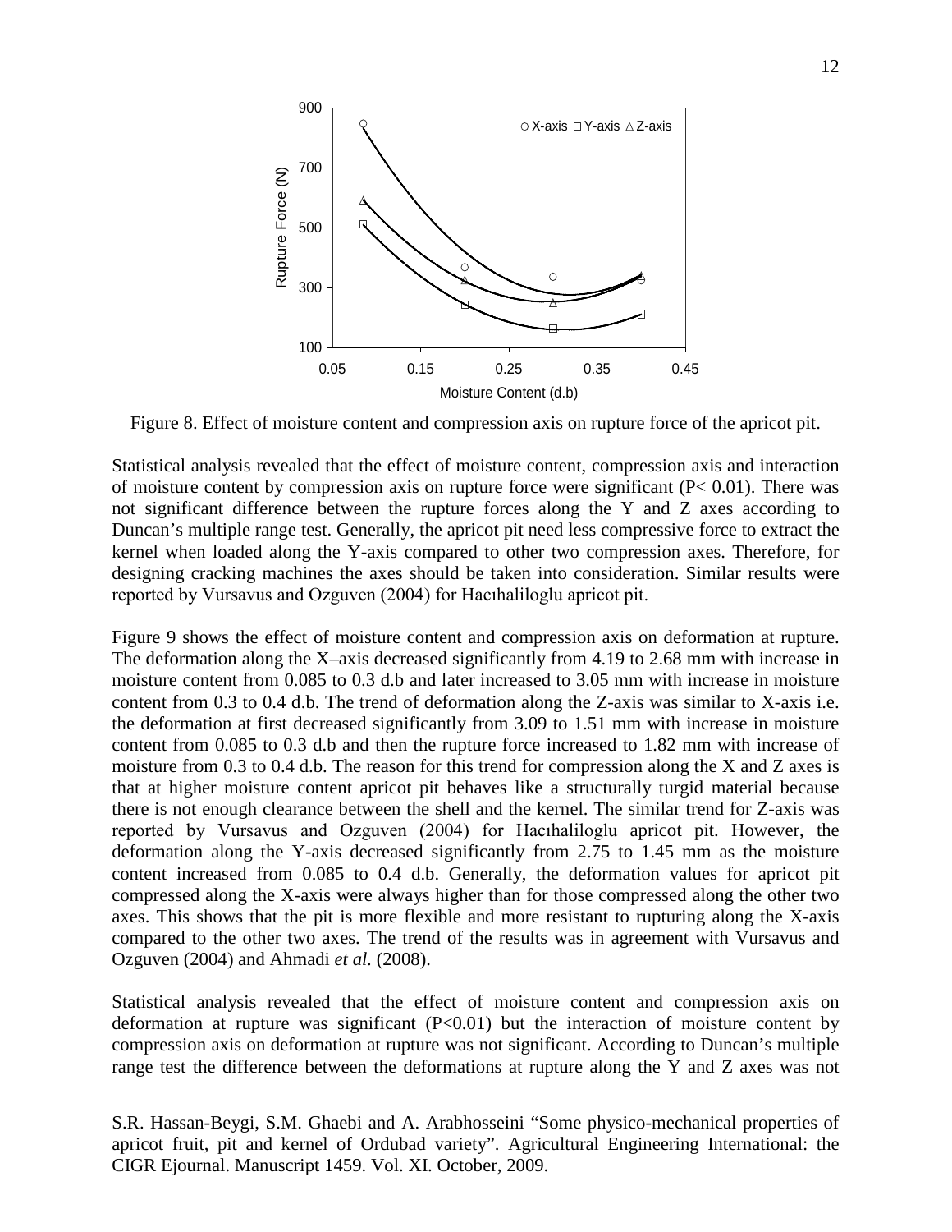Figure 8. Effect of moisture content and compression axis on rupture force of the apricot pit.

Statistical analysis revealed that the effect of moisture content, compression axis and interaction of moisture content by compression axis on rupture force were significant ($P < 0.01$). There was not significant difference between the rupture forces along the Y and Z axes according to Duncan's multiple range test. Generally, the apricot pit need less compressive force to extract the kernel when loaded along the Y-axis compared to other two compression axes. Therefore, for designing cracking machines the axes should be taken into consideration. Similar results were reported by Vursavus and Ozguven (2004) for Hacıhaliloglu apricot pit.

Figure 9 shows the effect of moisture content and compression axis on deformation at rupture. The deformation along the X–axis decreased significantly from 4.19 to 2.68 mm with increase in moisture content from 0.085 to 0.3 d.b and later increased to 3.05 mm with increase in moisture content from 0.3 to 0.4 d.b. The trend of deformation along the Z-axis was similar to X-axis i.e. the deformation at first decreased significantly from 3.09 to 1.51 mm with increase in moisture content from 0.085 to 0.3 d.b and then the rupture force increased to 1.82 mm with increase of moisture from 0.3 to 0.4 d.b. The reason for this trend for compression along the X and Z axes is that at higher moisture content apricot pit behaves like a structurally turgid material because there is not enough clearance between the shell and the kernel. The similar trend for Z-axis was reported by Vursavus and Ozguven (2004) for Hacıhaliloglu apricot pit. However, the deformation along the Y-axis decreased significantly from 2.75 to 1.45 mm as the moisture content increased from 0.085 to 0.4 d.b. Generally, the deformation values for apricot pit compressed along the X-axis were always higher than for those compressed along the other two axes. This shows that the pit is more flexible and more resistant to rupturing along the X-axis compared to the other two axes. The trend of the results was in agreement with Vursavus and Ozguven (2004) and Ahmadi *et al.* (2008).

Statistical analysis revealed that the effect of moisture content and compression axis on deformation at rupture was significant ($P<0.01$) but the interaction of moisture content by compression axis on deformation at rupture was not significant. According to Duncan's multiple range test the difference between the deformations at rupture along the Y and Z axes was not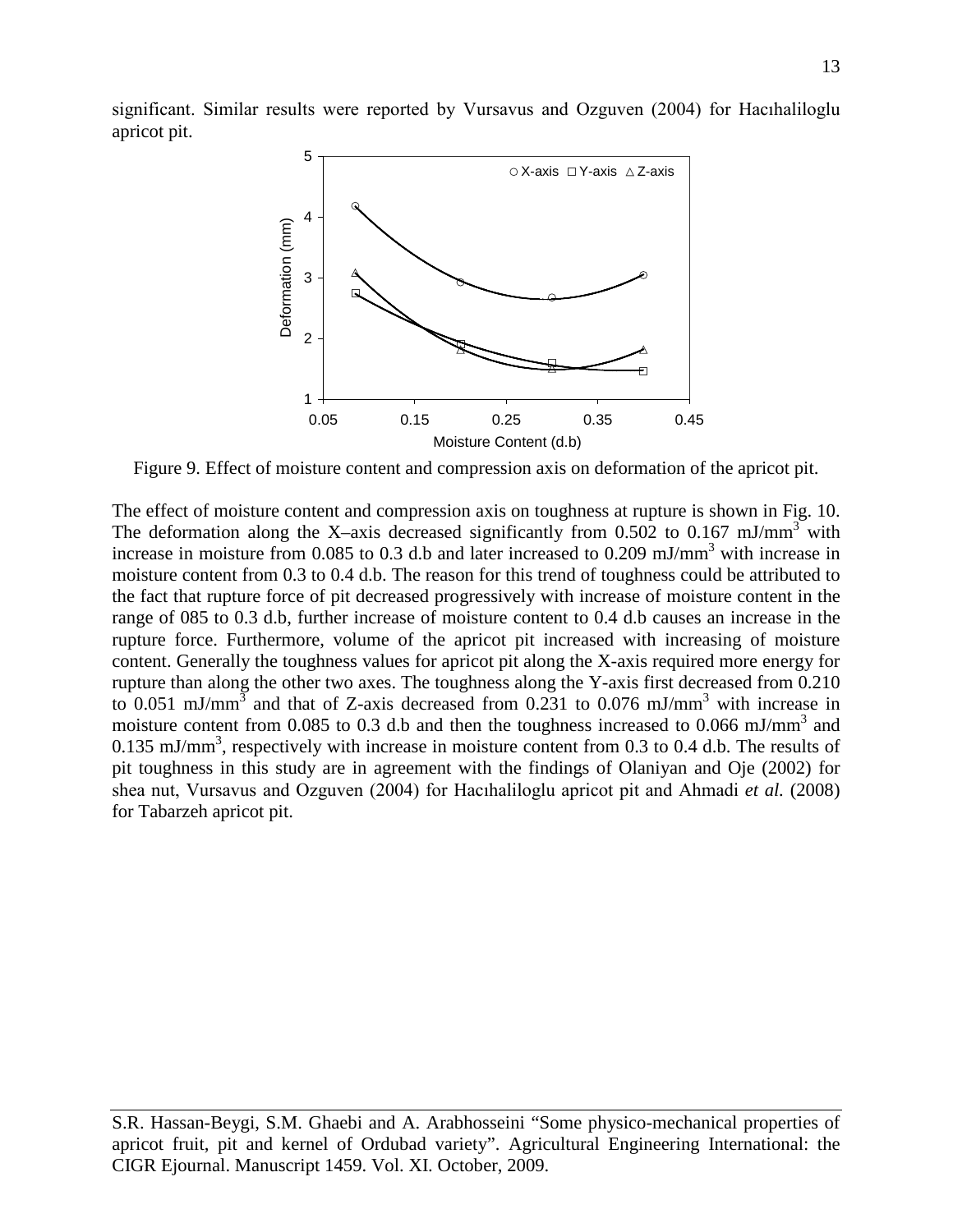significant. Similar results were reported by Vursavus and Ozguven (2004) for Hacıhaliloglu apricot pit.

Figure 9. Effect of moisture content and compression axis on deformation of the apricot pit.

The effect of moisture content and compression axis on toughness at rupture is shown in Fig. 10. The deformation along the X–axis decreased significantly from 0.502 to 0.167 mJ/mm$^3$ with increase in moisture from 0.085 to 0.3 d.b and later increased to 0.209 mJ/mm$^3$ with increase in moisture content from 0.3 to 0.4 d.b. The reason for this trend of toughness could be attributed to the fact that rupture force of pit decreased progressively with increase of moisture content in the range of 085 to 0.3 d.b, further increase of moisture content to 0.4 d.b causes an increase in the rupture force. Furthermore, volume of the apricot pit increased with increasing of moisture content. Generally the toughness values for apricot pit along the X-axis required more energy for rupture than along the other two axes. The toughness along the Y-axis first decreased from 0.210 to 0.051 mJ/mm$^3$ and that of Z-axis decreased from 0.231 to 0.076 mJ/mm$^3$ with increase in moisture content from 0.085 to 0.3 d.b and then the toughness increased to 0.066 mJ/mm$^3$ and 0.135 mJ/mm$^3$, respectively with increase in moisture content from 0.3 to 0.4 d.b. The results of pit toughness in this study are in agreement with the findings of Olaniyan and Oje (2002) for shea nut, Vursavus and Ozguven (2004) for Hacıhaliloglu apricot pit and Ahmadi *et al.* (2008) for Tabarzeh apricot pit.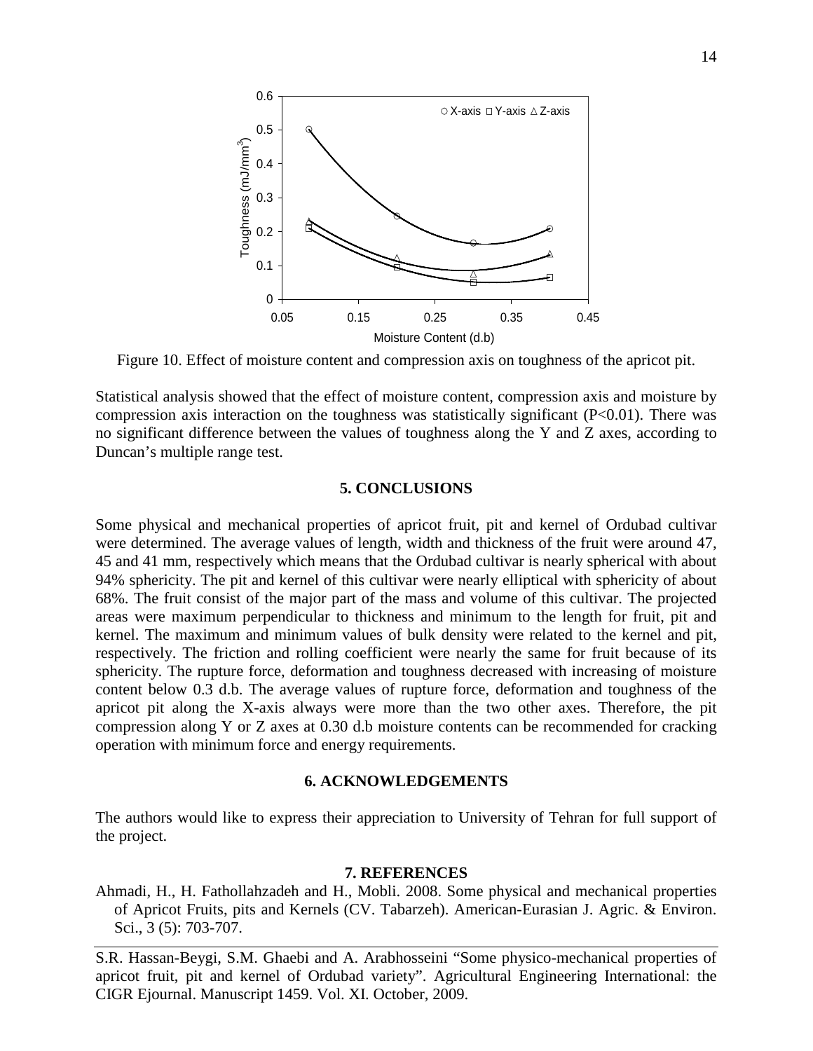Figure 10. Effect of moisture content and compression axis on toughness of the apricot pit.

Statistical analysis showed that the effect of moisture content, compression axis and moisture by compression axis interaction on the toughness was statistically significant ($P<0.01$). There was no significant difference between the values of toughness along the Y and Z axes, according to Duncan's multiple range test.

## 5. CONCLUSIONS

Some physical and mechanical properties of apricot fruit, pit and kernel of Ordubad cultivar were determined. The average values of length, width and thickness of the fruit were around 47, 45 and 41 mm, respectively which means that the Ordubad cultivar is nearly spherical with about 94% sphericity. The pit and kernel of this cultivar were nearly elliptical with sphericity of about 68%. The fruit consist of the major part of the mass and volume of this cultivar. The projected areas were maximum perpendicular to thickness and minimum to the length for fruit, pit and kernel. The maximum and minimum values of bulk density were related to the kernel and pit, respectively. The friction and rolling coefficient were nearly the same for fruit because of its sphericity. The rupture force, deformation and toughness decreased with increasing of moisture content below 0.3 d.b. The average values of rupture force, deformation and toughness of the apricot pit along the X-axis always were more than the two other axes. Therefore, the pit compression along Y or Z axes at 0.30 d.b moisture contents can be recommended for cracking operation with minimum force and energy requirements.

## 6. ACKNOWLEDGEMENTS

The authors would like to express their appreciation to University of Tehran for full support of the project.

## 7. REFERENCES

Ahmadi, H., H. Fathollahzadeh and H., Mobli. 2008. Some physical and mechanical properties of Apricot Fruits, pits and Kernels (CV. Tabarzeh). American-Eurasian J. Agric. & Environ. Sci., 3 (5): 703-707.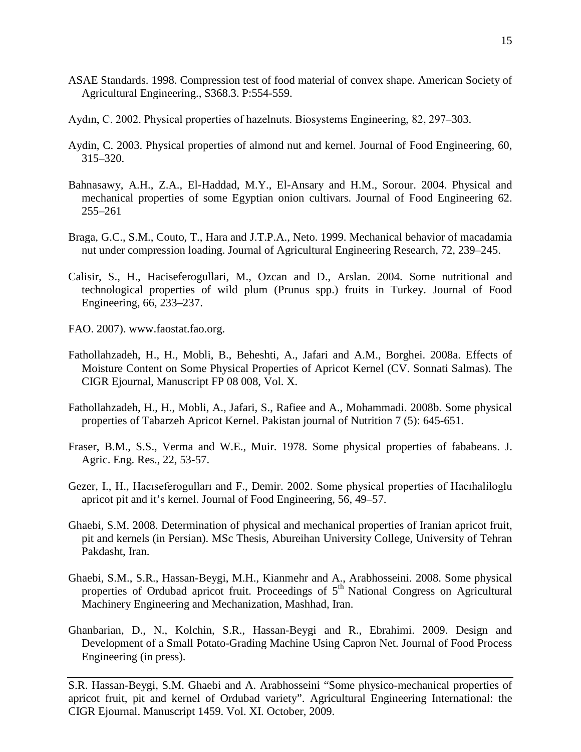ASAE Standards. 1998. Compression test of food material of convex shape. American Society of Agricultural Engineering., S368.3. P:554-559.

Aydın, C. 2002. Physical properties of hazelnuts. Biosystems Engineering, 82, 297–303.

Aydin, C. 2003. Physical properties of almond nut and kernel. Journal of Food Engineering, 60, 315–320.

Bahnasawy, A.H., Z.A., El-Haddad, M.Y., El-Ansary and H.M., Sorour. 2004. Physical and mechanical properties of some Egyptian onion cultivars. Journal of Food Engineering 62. 255–261

Braga, G.C., S.M., Couto, T., Hara and J.T.P.A., Neto. 1999. Mechanical behavior of macadamia nut under compression loading. Journal of Agricultural Engineering Research, 72, 239–245.

Calisir, S., H., Haciseferogullari, M., Ozcan and D., Arslan. 2004. Some nutritional and technological properties of wild plum (Prunus spp.) fruits in Turkey. Journal of Food Engineering, 66, 233–237.

FAO. 2007). www.faostat.fao.org.

Fathollahzadeh, H., H., Mobli, B., Beheshti, A., Jafari and A.M., Borghei. 2008a. Effects of Moisture Content on Some Physical Properties of Apricot Kernel (CV. Sonnati Salmas). The CIGR Ejournal, Manuscript FP 08 008, Vol. X.

Fathollahzadeh, H., H., Mobli, A., Jafari, S., Rafiee and A., Mohammadi. 2008b. Some physical properties of Tabarzeh Apricot Kernel. Pakistan journal of Nutrition 7 (5): 645-651.

Fraser, B.M., S.S., Verma and W.E., Muir. 1978. Some physical properties of fababeans. J. Agric. Eng. Res., 22, 53-57.

Gezer, I., H., Hacıseferogulları and F., Demir. 2002. Some physical properties of Hacıhaliloglu apricot pit and it's kernel. Journal of Food Engineering, 56, 49–57.

Ghaebi, S.M. 2008. Determination of physical and mechanical properties of Iranian apricot fruit, pit and kernels (in Persian). MSc Thesis, Abureihan University College, University of Tehran Pakdasht, Iran.

Ghaebi, S.M., S.R., Hassan-Beygi, M.H., Kianmehr and A., Arabhosseini. 2008. Some physical properties of Ordubad apricot fruit. Proceedings of 5th National Congress on Agricultural Machinery Engineering and Mechanization, Mashhad, Iran.

Ghanbarian, D., N., Kolchin, S.R., Hassan-Beygi and R., Ebrahimi. 2009. Design and Development of a Small Potato-Grading Machine Using Capron Net. Journal of Food Process Engineering (in press).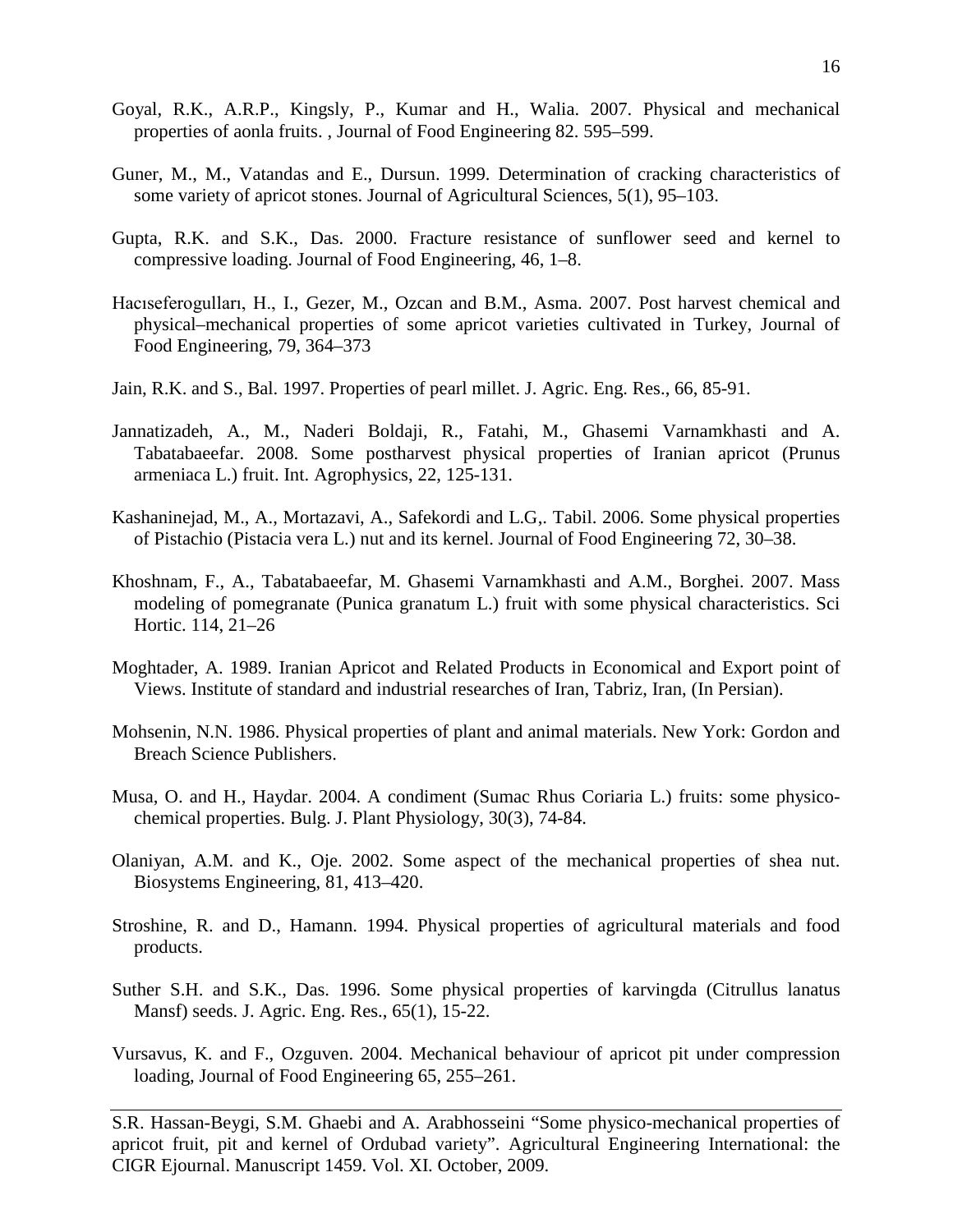Goyal, R.K., A.R.P., Kingsly, P., Kumar and H., Walia. 2007. Physical and mechanical properties of aonla fruits. , Journal of Food Engineering 82. 595–599.

Guner, M., M., Vatandas and E., Dursun. 1999. Determination of cracking characteristics of some variety of apricot stones. Journal of Agricultural Sciences, 5(1), 95–103.

Gupta, R.K. and S.K., Das. 2000. Fracture resistance of sunflower seed and kernel to compressive loading. Journal of Food Engineering, 46, 1–8.

Hacıseferogulları, H., I., Gezer, M., Ozcan and B.M., Asma. 2007. Post harvest chemical and physical–mechanical properties of some apricot varieties cultivated in Turkey, Journal of Food Engineering, 79, 364–373

Jain, R.K. and S., Bal. 1997. Properties of pearl millet. J. Agric. Eng. Res., 66, 85-91.

Jannatizadeh, A., M., Naderi Boldaji, R., Fatahi, M., Ghasemi Varnamkhasti and A. Tabatabaeefar. 2008. Some postharvest physical properties of Iranian apricot (Prunus armeniaca L.) fruit. Int. Agrophysics, 22, 125-131.

Kashaninejad, M., A., Mortazavi, A., Safekordi and L.G,. Tabil. 2006. Some physical properties of Pistachio (Pistacia vera L.) nut and its kernel. Journal of Food Engineering 72, 30–38.

Khoshnam, F., A., Tabatabaeefar, M. Ghasemi Varnamkhasti and A.M., Borghei. 2007. Mass modeling of pomegranate (Punica granatum L.) fruit with some physical characteristics. Sci Hortic. 114, 21–26

Moghtader, A. 1989. Iranian Apricot and Related Products in Economical and Export point of Views. Institute of standard and industrial researches of Iran, Tabriz, Iran, (In Persian).

Mohsenin, N.N. 1986. Physical properties of plant and animal materials. New York: Gordon and Breach Science Publishers.

Musa, O. and H., Haydar. 2004. A condiment (Sumac Rhus Coriaria L.) fruits: some physico-chemical properties. Bulg. J. Plant Physiology, 30(3), 74-84.

Olaniyan, A.M. and K., Oje. 2002. Some aspect of the mechanical properties of shea nut. Biosystems Engineering, 81, 413–420.

Stroshine, R. and D., Hamann. 1994. Physical properties of agricultural materials and food products.

Suther S.H. and S.K., Das. 1996. Some physical properties of karvingda (Citrullus lanatus Mansf) seeds. J. Agric. Eng. Res., 65(1), 15-22.

Vursavus, K. and F., Ozguven. 2004. Mechanical behaviour of apricot pit under compression loading, Journal of Food Engineering 65, 255–261.